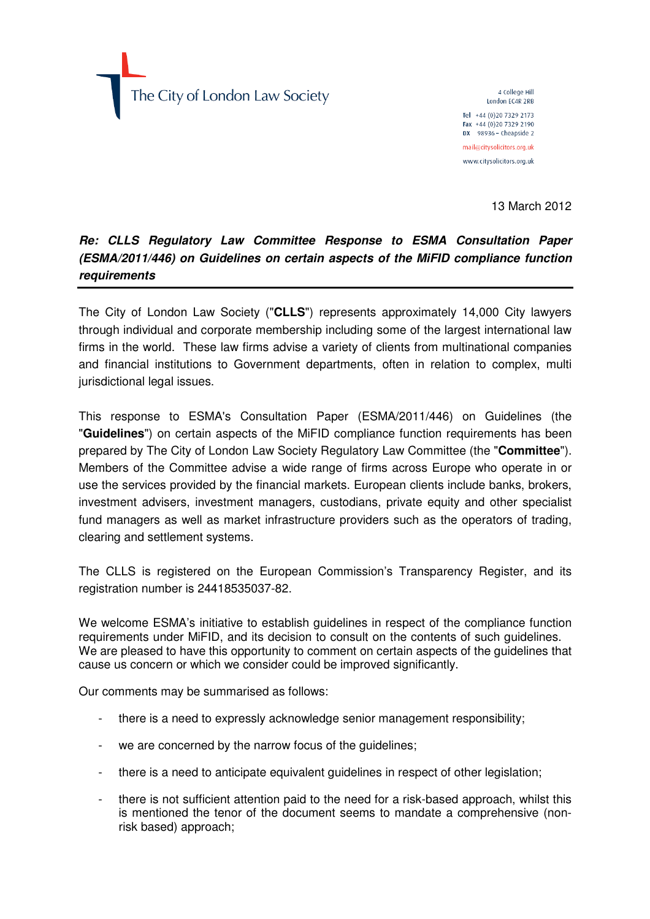The City of London Law Society

4 College Hill
London EC4R 2RB

Tel +44 (0)20 7329 2173
Fax +44 (0)20 7329 2190
DX 98936 – Cheapside 2

mail@citysolicitors.org.uk

www.citysolicitors.org.uk

13 March 2012

***Re: CLLS Regulatory Law Committee Response to ESMA Consultation Paper (ESMA/2011/446) on Guidelines on certain aspects of the MiFID compliance function requirements***

---

The City of London Law Society ("**CLLS**") represents approximately 14,000 City lawyers through individual and corporate membership including some of the largest international law firms in the world. These law firms advise a variety of clients from multinational companies and financial institutions to Government departments, often in relation to complex, multi jurisdictional legal issues.

This response to ESMA's Consultation Paper (ESMA/2011/446) on Guidelines (the "**Guidelines**") on certain aspects of the MiFID compliance function requirements has been prepared by The City of London Law Society Regulatory Law Committee (the "**Committee**"). Members of the Committee advise a wide range of firms across Europe who operate in or use the services provided by the financial markets. European clients include banks, brokers, investment advisers, investment managers, custodians, private equity and other specialist fund managers as well as market infrastructure providers such as the operators of trading, clearing and settlement systems.

The CLLS is registered on the European Commission's Transparency Register, and its registration number is 24418535037-82.

We welcome ESMA's initiative to establish guidelines in respect of the compliance function requirements under MiFID, and its decision to consult on the contents of such guidelines. We are pleased to have this opportunity to comment on certain aspects of the guidelines that cause us concern or which we consider could be improved significantly.

Our comments may be summarised as follows:

- there is a need to expressly acknowledge senior management responsibility;
- we are concerned by the narrow focus of the guidelines;
- there is a need to anticipate equivalent guidelines in respect of other legislation;
- there is not sufficient attention paid to the need for a risk-based approach, whilst this is mentioned the tenor of the document seems to mandate a comprehensive (non-risk based) approach;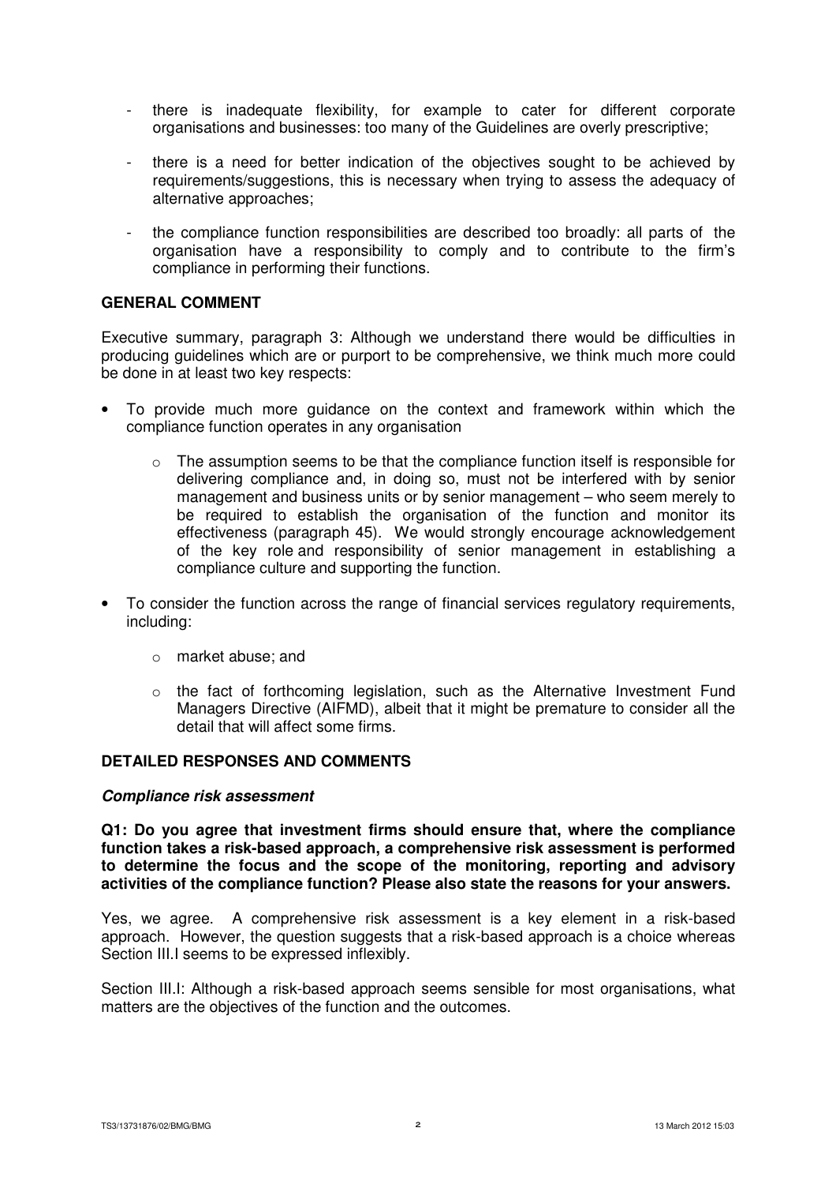- there is inadequate flexibility, for example to cater for different corporate organisations and businesses: too many of the Guidelines are overly prescriptive;

- there is a need for better indication of the objectives sought to be achieved by requirements/suggestions, this is necessary when trying to assess the adequacy of alternative approaches;

- the compliance function responsibilities are described too broadly: all parts of the organisation have a responsibility to comply and to contribute to the firm's compliance in performing their functions.

**GENERAL COMMENT**

Executive summary, paragraph 3: Although we understand there would be difficulties in producing guidelines which are or purport to be comprehensive, we think much more could be done in at least two key respects:

- To provide much more guidance on the context and framework within which the compliance function operates in any organisation
    - The assumption seems to be that the compliance function itself is responsible for delivering compliance and, in doing so, must not be interfered with by senior management and business units or by senior management – who seem merely to be required to establish the organisation of the function and monitor its effectiveness (paragraph 45). We would strongly encourage acknowledgement of the key role and responsibility of senior management in establishing a compliance culture and supporting the function.

- To consider the function across the range of financial services regulatory requirements, including:
    - market abuse; and
    - the fact of forthcoming legislation, such as the Alternative Investment Fund Managers Directive (AIFMD), albeit that it might be premature to consider all the detail that will affect some firms.

**DETAILED RESPONSES AND COMMENTS**

***Compliance risk assessment***

**Q1: Do you agree that investment firms should ensure that, where the compliance function takes a risk-based approach, a comprehensive risk assessment is performed to determine the focus and the scope of the monitoring, reporting and advisory activities of the compliance function? Please also state the reasons for your answers.**

Yes, we agree. A comprehensive risk assessment is a key element in a risk-based approach. However, the question suggests that a risk-based approach is a choice whereas Section III.I seems to be expressed inflexibly.

Section III.I: Although a risk-based approach seems sensible for most organisations, what matters are the objectives of the function and the outcomes.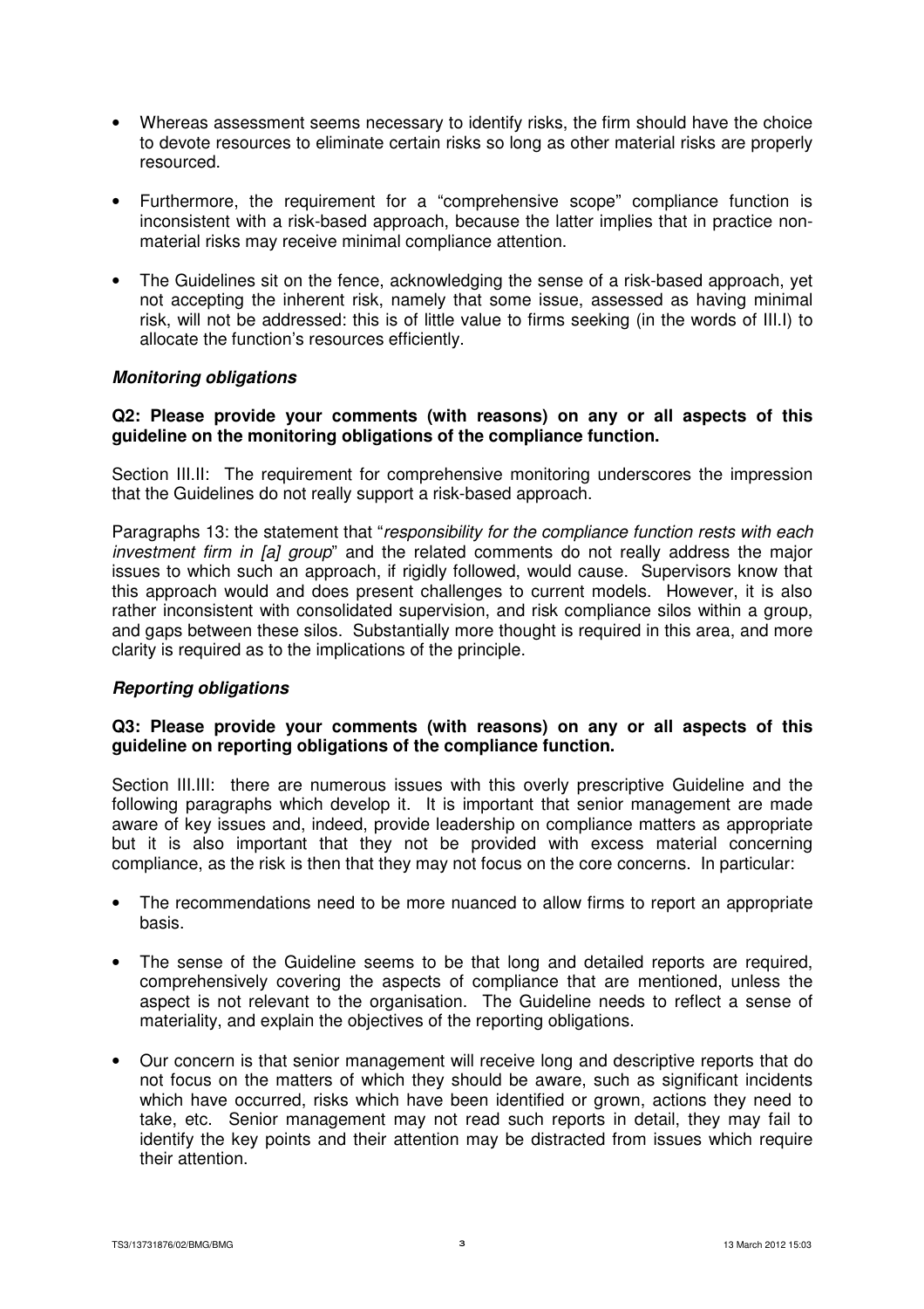- Whereas assessment seems necessary to identify risks, the firm should have the choice to devote resources to eliminate certain risks so long as other material risks are properly resourced.

- Furthermore, the requirement for a "comprehensive scope" compliance function is inconsistent with a risk-based approach, because the latter implies that in practice non-material risks may receive minimal compliance attention.

- The Guidelines sit on the fence, acknowledging the sense of a risk-based approach, yet not accepting the inherent risk, namely that some issue, assessed as having minimal risk, will not be addressed: this is of little value to firms seeking (in the words of III.I) to allocate the function's resources efficiently.

### ***Monitoring obligations***

**Q2: Please provide your comments (with reasons) on any or all aspects of this guideline on the monitoring obligations of the compliance function.**

Section III.II: The requirement for comprehensive monitoring underscores the impression that the Guidelines do not really support a risk-based approach.

Paragraphs 13: the statement that "*responsibility for the compliance function rests with each investment firm in [a] group*" and the related comments do not really address the major issues to which such an approach, if rigidly followed, would cause. Supervisors know that this approach would and does present challenges to current models. However, it is also rather inconsistent with consolidated supervision, and risk compliance silos within a group, and gaps between these silos. Substantially more thought is required in this area, and more clarity is required as to the implications of the principle.

### ***Reporting obligations***

**Q3: Please provide your comments (with reasons) on any or all aspects of this guideline on reporting obligations of the compliance function.**

Section III.III: there are numerous issues with this overly prescriptive Guideline and the following paragraphs which develop it. It is important that senior management are made aware of key issues and, indeed, provide leadership on compliance matters as appropriate but it is also important that they not be provided with excess material concerning compliance, as the risk is then that they may not focus on the core concerns. In particular:

- The recommendations need to be more nuanced to allow firms to report an appropriate basis.

- The sense of the Guideline seems to be that long and detailed reports are required, comprehensively covering the aspects of compliance that are mentioned, unless the aspect is not relevant to the organisation. The Guideline needs to reflect a sense of materiality, and explain the objectives of the reporting obligations.

- Our concern is that senior management will receive long and descriptive reports that do not focus on the matters of which they should be aware, such as significant incidents which have occurred, risks which have been identified or grown, actions they need to take, etc. Senior management may not read such reports in detail, they may fail to identify the key points and their attention may be distracted from issues which require their attention.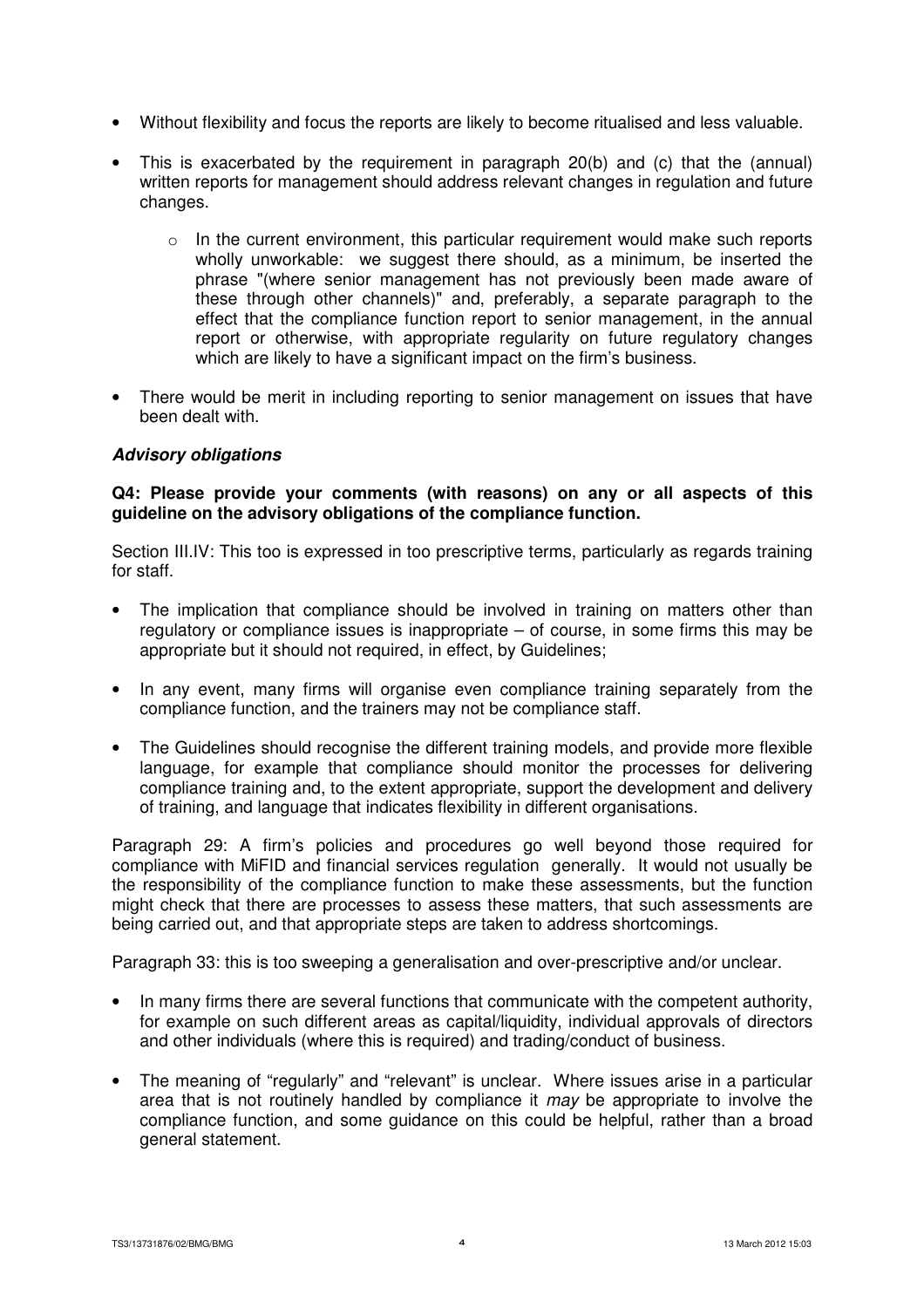- Without flexibility and focus the reports are likely to become ritualised and less valuable.
- This is exacerbated by the requirement in paragraph 20(b) and (c) that the (annual) written reports for management should address relevant changes in regulation and future changes.
    - In the current environment, this particular requirement would make such reports wholly unworkable: we suggest there should, as a minimum, be inserted the phrase "(where senior management has not previously been made aware of these through other channels)" and, preferably, a separate paragraph to the effect that the compliance function report to senior management, in the annual report or otherwise, with appropriate regularity on future regulatory changes which are likely to have a significant impact on the firm's business.
- There would be merit in including reporting to senior management on issues that have been dealt with.

***Advisory obligations***

**Q4: Please provide your comments (with reasons) on any or all aspects of this guideline on the advisory obligations of the compliance function.**

Section III.IV: This too is expressed in too prescriptive terms, particularly as regards training for staff.

- The implication that compliance should be involved in training on matters other than regulatory or compliance issues is inappropriate – of course, in some firms this may be appropriate but it should not required, in effect, by Guidelines;
- In any event, many firms will organise even compliance training separately from the compliance function, and the trainers may not be compliance staff.
- The Guidelines should recognise the different training models, and provide more flexible language, for example that compliance should monitor the processes for delivering compliance training and, to the extent appropriate, support the development and delivery of training, and language that indicates flexibility in different organisations.

Paragraph 29: A firm's policies and procedures go well beyond those required for compliance with MiFID and financial services regulation generally. It would not usually be the responsibility of the compliance function to make these assessments, but the function might check that there are processes to assess these matters, that such assessments are being carried out, and that appropriate steps are taken to address shortcomings.

Paragraph 33: this is too sweeping a generalisation and over-prescriptive and/or unclear.

- In many firms there are several functions that communicate with the competent authority, for example on such different areas as capital/liquidity, individual approvals of directors and other individuals (where this is required) and trading/conduct of business.
- The meaning of "regularly" and "relevant" is unclear. Where issues arise in a particular area that is not routinely handled by compliance it *may* be appropriate to involve the compliance function, and some guidance on this could be helpful, rather than a broad general statement.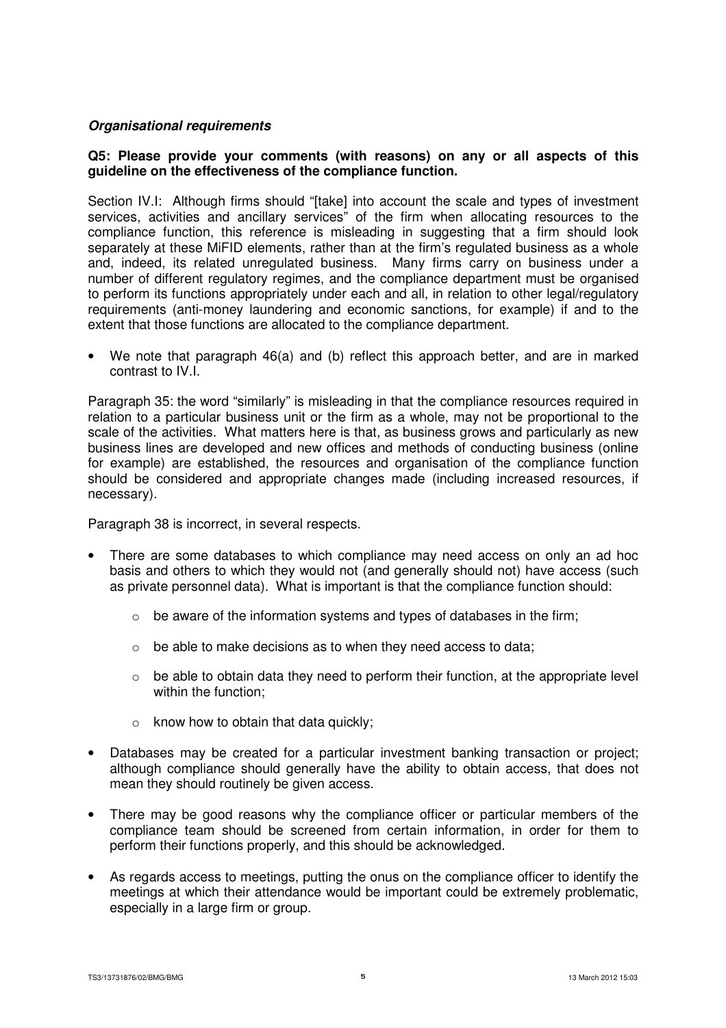***Organisational requirements***

**Q5: Please provide your comments (with reasons) on any or all aspects of this guideline on the effectiveness of the compliance function.**

Section IV.I: Although firms should "[take] into account the scale and types of investment services, activities and ancillary services" of the firm when allocating resources to the compliance function, this reference is misleading in suggesting that a firm should look separately at these MiFID elements, rather than at the firm's regulated business as a whole and, indeed, its related unregulated business. Many firms carry on business under a number of different regulatory regimes, and the compliance department must be organised to perform its functions appropriately under each and all, in relation to other legal/regulatory requirements (anti-money laundering and economic sanctions, for example) if and to the extent that those functions are allocated to the compliance department.

- We note that paragraph 46(a) and (b) reflect this approach better, and are in marked contrast to IV.I.

Paragraph 35: the word "similarly" is misleading in that the compliance resources required in relation to a particular business unit or the firm as a whole, may not be proportional to the scale of the activities. What matters here is that, as business grows and particularly as new business lines are developed and new offices and methods of conducting business (online for example) are established, the resources and organisation of the compliance function should be considered and appropriate changes made (including increased resources, if necessary).

Paragraph 38 is incorrect, in several respects.

- There are some databases to which compliance may need access on only an ad hoc basis and others to which they would not (and generally should not) have access (such as private personnel data). What is important is that the compliance function should:
  - be aware of the information systems and types of databases in the firm;
  - be able to make decisions as to when they need access to data;
  - be able to obtain data they need to perform their function, at the appropriate level within the function;
  - know how to obtain that data quickly;
- Databases may be created for a particular investment banking transaction or project; although compliance should generally have the ability to obtain access, that does not mean they should routinely be given access.
- There may be good reasons why the compliance officer or particular members of the compliance team should be screened from certain information, in order for them to perform their functions properly, and this should be acknowledged.
- As regards access to meetings, putting the onus on the compliance officer to identify the meetings at which their attendance would be important could be extremely problematic, especially in a large firm or group.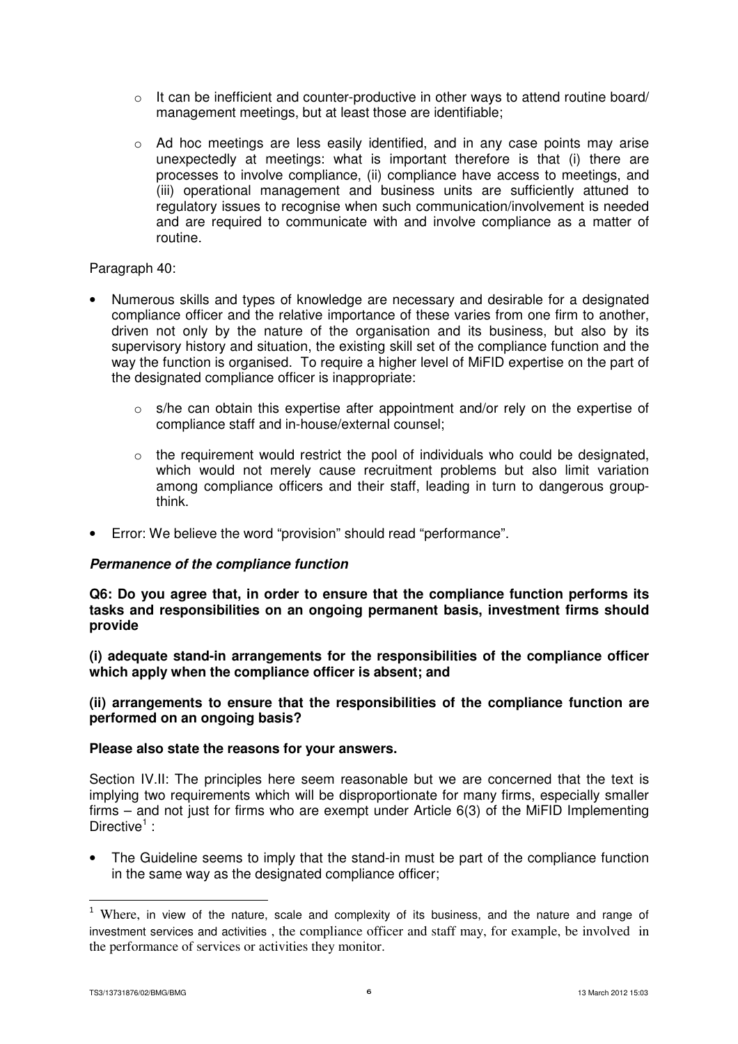- It can be inefficient and counter-productive in other ways to attend routine board/ management meetings, but at least those are identifiable;

- Ad hoc meetings are less easily identified, and in any case points may arise unexpectedly at meetings: what is important therefore is that (i) there are processes to involve compliance, (ii) compliance have access to meetings, and (iii) operational management and business units are sufficiently attuned to regulatory issues to recognise when such communication/involvement is needed and are required to communicate with and involve compliance as a matter of routine.

Paragraph 40:

- Numerous skills and types of knowledge are necessary and desirable for a designated compliance officer and the relative importance of these varies from one firm to another, driven not only by the nature of the organisation and its business, but also by its supervisory history and situation, the existing skill set of the compliance function and the way the function is organised. To require a higher level of MiFID expertise on the part of the designated compliance officer is inappropriate:

  - s/he can obtain this expertise after appointment and/or rely on the expertise of compliance staff and in-house/external counsel;

  - the requirement would restrict the pool of individuals who could be designated, which would not merely cause recruitment problems but also limit variation among compliance officers and their staff, leading in turn to dangerous group-think.

- Error: We believe the word "provision" should read "performance".

***Permanence of the compliance function***

**Q6: Do you agree that, in order to ensure that the compliance function performs its tasks and responsibilities on an ongoing permanent basis, investment firms should provide**

**(i) adequate stand-in arrangements for the responsibilities of the compliance officer which apply when the compliance officer is absent; and**

**(ii) arrangements to ensure that the responsibilities of the compliance function are performed on an ongoing basis?**

**Please also state the reasons for your answers.**

Section IV.II: The principles here seem reasonable but we are concerned that the text is implying two requirements which will be disproportionate for many firms, especially smaller firms – and not just for firms who are exempt under Article 6(3) of the MiFID Implementing Directive[1] :

- The Guideline seems to imply that the stand-in must be part of the compliance function in the same way as the designated compliance officer;

[1] Where, in view of the nature, scale and complexity of its business, and the nature and range of investment services and activities , the compliance officer and staff may, for example, be involved in the performance of services or activities they monitor.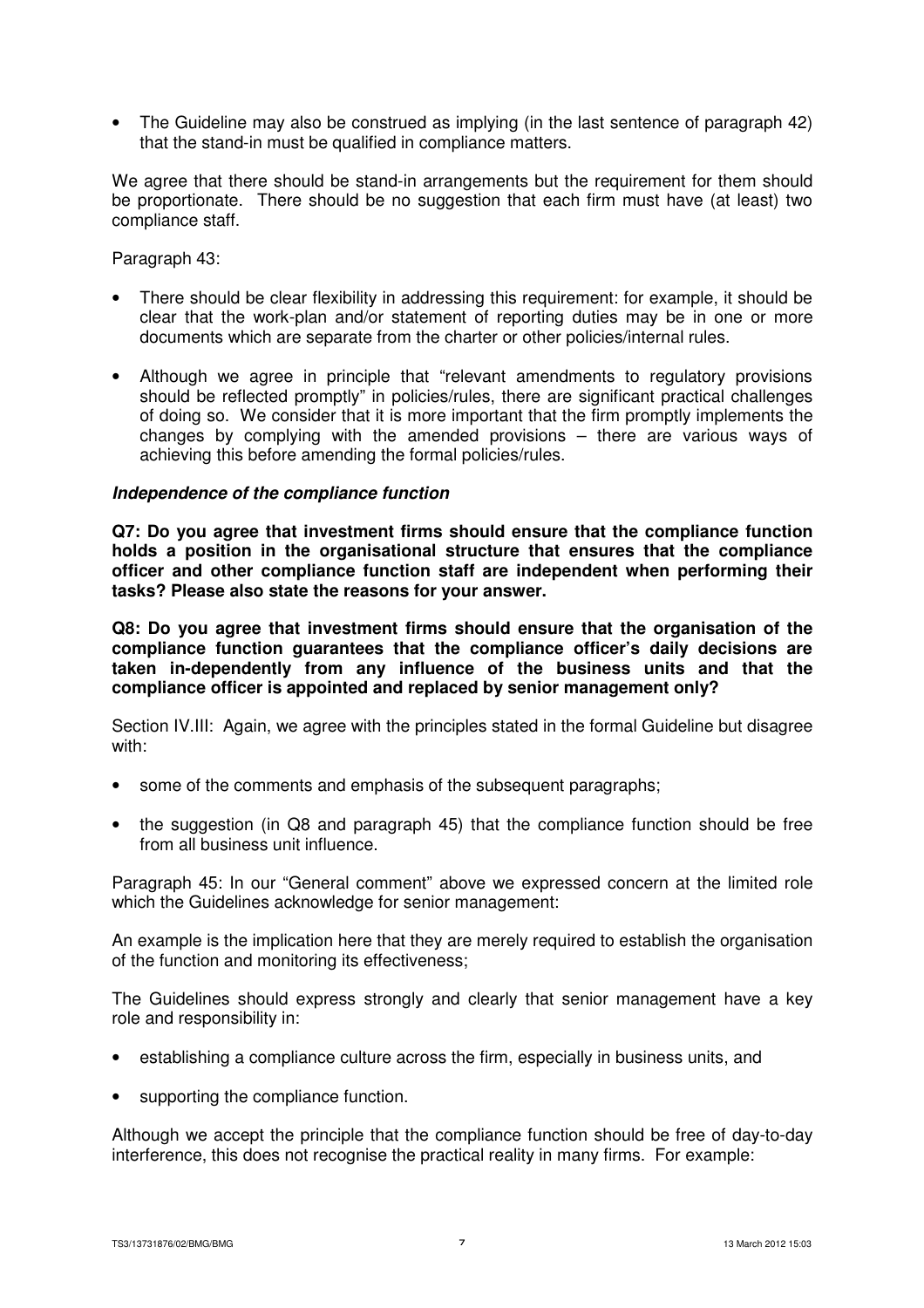- The Guideline may also be construed as implying (in the last sentence of paragraph 42) that the stand-in must be qualified in compliance matters.

We agree that there should be stand-in arrangements but the requirement for them should be proportionate. There should be no suggestion that each firm must have (at least) two compliance staff.

Paragraph 43:

- There should be clear flexibility in addressing this requirement: for example, it should be clear that the work-plan and/or statement of reporting duties may be in one or more documents which are separate from the charter or other policies/internal rules.

- Although we agree in principle that "relevant amendments to regulatory provisions should be reflected promptly" in policies/rules, there are significant practical challenges of doing so. We consider that it is more important that the firm promptly implements the changes by complying with the amended provisions – there are various ways of achieving this before amending the formal policies/rules.

***Independence of the compliance function***

**Q7: Do you agree that investment firms should ensure that the compliance function holds a position in the organisational structure that ensures that the compliance officer and other compliance function staff are independent when performing their tasks? Please also state the reasons for your answer.**

**Q8: Do you agree that investment firms should ensure that the organisation of the compliance function guarantees that the compliance officer's daily decisions are taken in-dependently from any influence of the business units and that the compliance officer is appointed and replaced by senior management only?**

Section IV.III: Again, we agree with the principles stated in the formal Guideline but disagree with:

- some of the comments and emphasis of the subsequent paragraphs;

- the suggestion (in Q8 and paragraph 45) that the compliance function should be free from all business unit influence.

Paragraph 45: In our "General comment" above we expressed concern at the limited role which the Guidelines acknowledge for senior management:

An example is the implication here that they are merely required to establish the organisation of the function and monitoring its effectiveness;

The Guidelines should express strongly and clearly that senior management have a key role and responsibility in:

- establishing a compliance culture across the firm, especially in business units, and

- supporting the compliance function.

Although we accept the principle that the compliance function should be free of day-to-day interference, this does not recognise the practical reality in many firms. For example: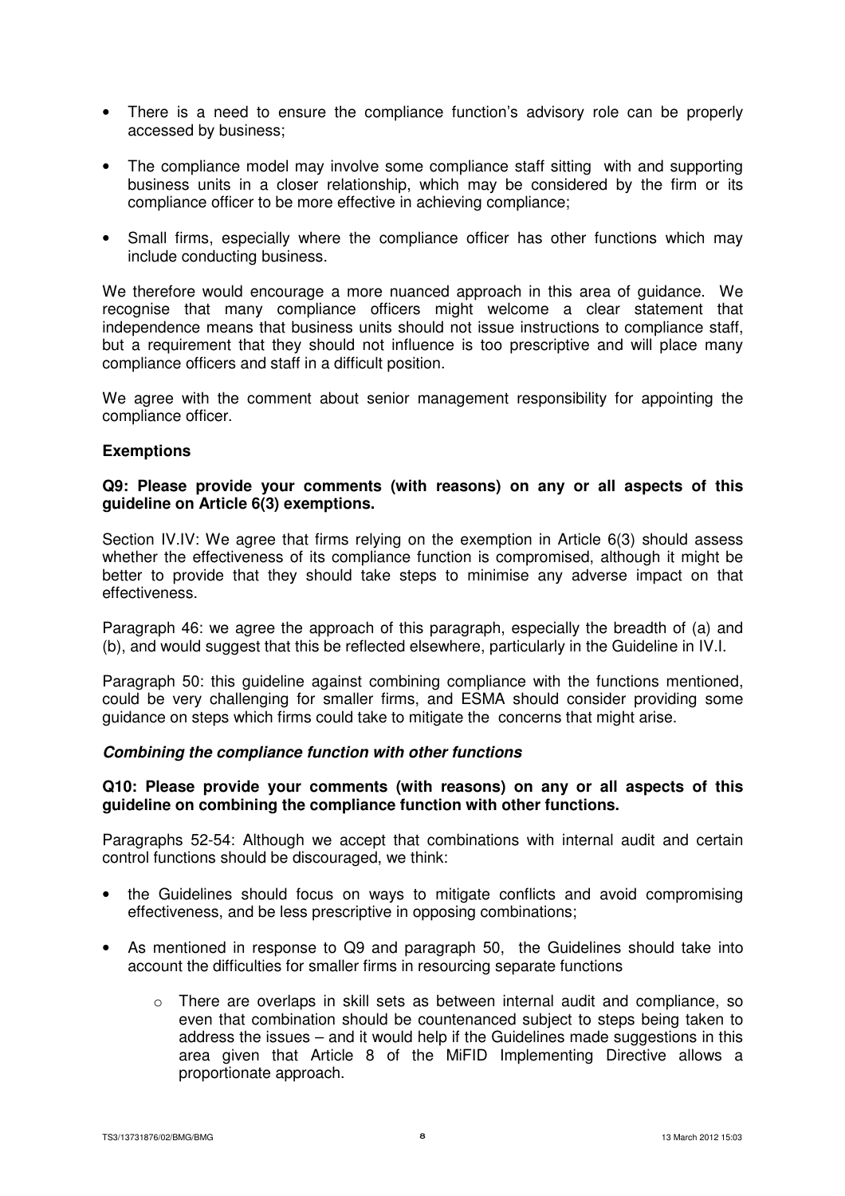- There is a need to ensure the compliance function's advisory role can be properly accessed by business;
- The compliance model may involve some compliance staff sitting with and supporting business units in a closer relationship, which may be considered by the firm or its compliance officer to be more effective in achieving compliance;
- Small firms, especially where the compliance officer has other functions which may include conducting business.

We therefore would encourage a more nuanced approach in this area of guidance. We recognise that many compliance officers might welcome a clear statement that independence means that business units should not issue instructions to compliance staff, but a requirement that they should not influence is too prescriptive and will place many compliance officers and staff in a difficult position.

We agree with the comment about senior management responsibility for appointing the compliance officer.

**Exemptions**

**Q9: Please provide your comments (with reasons) on any or all aspects of this guideline on Article 6(3) exemptions.**

Section IV.IV: We agree that firms relying on the exemption in Article 6(3) should assess whether the effectiveness of its compliance function is compromised, although it might be better to provide that they should take steps to minimise any adverse impact on that effectiveness.

Paragraph 46: we agree the approach of this paragraph, especially the breadth of (a) and (b), and would suggest that this be reflected elsewhere, particularly in the Guideline in IV.I.

Paragraph 50: this guideline against combining compliance with the functions mentioned, could be very challenging for smaller firms, and ESMA should consider providing some guidance on steps which firms could take to mitigate the concerns that might arise.

***Combining the compliance function with other functions***

**Q10: Please provide your comments (with reasons) on any or all aspects of this guideline on combining the compliance function with other functions.**

Paragraphs 52-54: Although we accept that combinations with internal audit and certain control functions should be discouraged, we think:

- the Guidelines should focus on ways to mitigate conflicts and avoid compromising effectiveness, and be less prescriptive in opposing combinations;
- As mentioned in response to Q9 and paragraph 50, the Guidelines should take into account the difficulties for smaller firms in resourcing separate functions
  - There are overlaps in skill sets as between internal audit and compliance, so even that combination should be countenanced subject to steps being taken to address the issues – and it would help if the Guidelines made suggestions in this area given that Article 8 of the MiFID Implementing Directive allows a proportionate approach.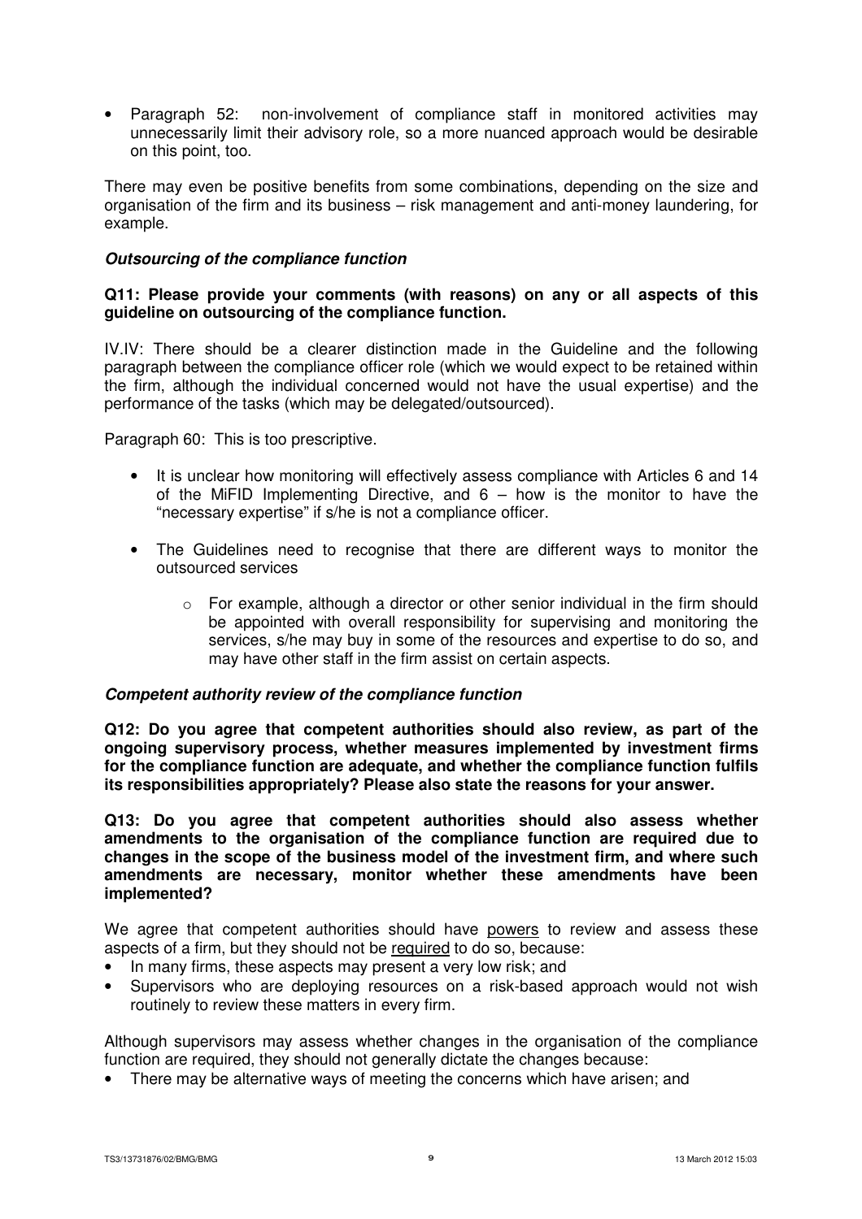- Paragraph 52: non-involvement of compliance staff in monitored activities may unnecessarily limit their advisory role, so a more nuanced approach would be desirable on this point, too.

There may even be positive benefits from some combinations, depending on the size and organisation of the firm and its business – risk management and anti-money laundering, for example.

### *Outsourcing of the compliance function*

**Q11: Please provide your comments (with reasons) on any or all aspects of this guideline on outsourcing of the compliance function.**

IV.IV: There should be a clearer distinction made in the Guideline and the following paragraph between the compliance officer role (which we would expect to be retained within the firm, although the individual concerned would not have the usual expertise) and the performance of the tasks (which may be delegated/outsourced).

Paragraph 60: This is too prescriptive.

- It is unclear how monitoring will effectively assess compliance with Articles 6 and 14 of the MiFID Implementing Directive, and 6 – how is the monitor to have the "necessary expertise" if s/he is not a compliance officer.
- The Guidelines need to recognise that there are different ways to monitor the outsourced services
    - For example, although a director or other senior individual in the firm should be appointed with overall responsibility for supervising and monitoring the services, s/he may buy in some of the resources and expertise to do so, and may have other staff in the firm assist on certain aspects.

### *Competent authority review of the compliance function*

**Q12: Do you agree that competent authorities should also review, as part of the ongoing supervisory process, whether measures implemented by investment firms for the compliance function are adequate, and whether the compliance function fulfils its responsibilities appropriately? Please also state the reasons for your answer.**

**Q13: Do you agree that competent authorities should also assess whether amendments to the organisation of the compliance function are required due to changes in the scope of the business model of the investment firm, and where such amendments are necessary, monitor whether these amendments have been implemented?**

We agree that competent authorities should have <u>powers</u> to review and assess these aspects of a firm, but they should not be <u>required</u> to do so, because:

- In many firms, these aspects may present a very low risk; and
- Supervisors who are deploying resources on a risk-based approach would not wish routinely to review these matters in every firm.

Although supervisors may assess whether changes in the organisation of the compliance function are required, they should not generally dictate the changes because:

- There may be alternative ways of meeting the concerns which have arisen; and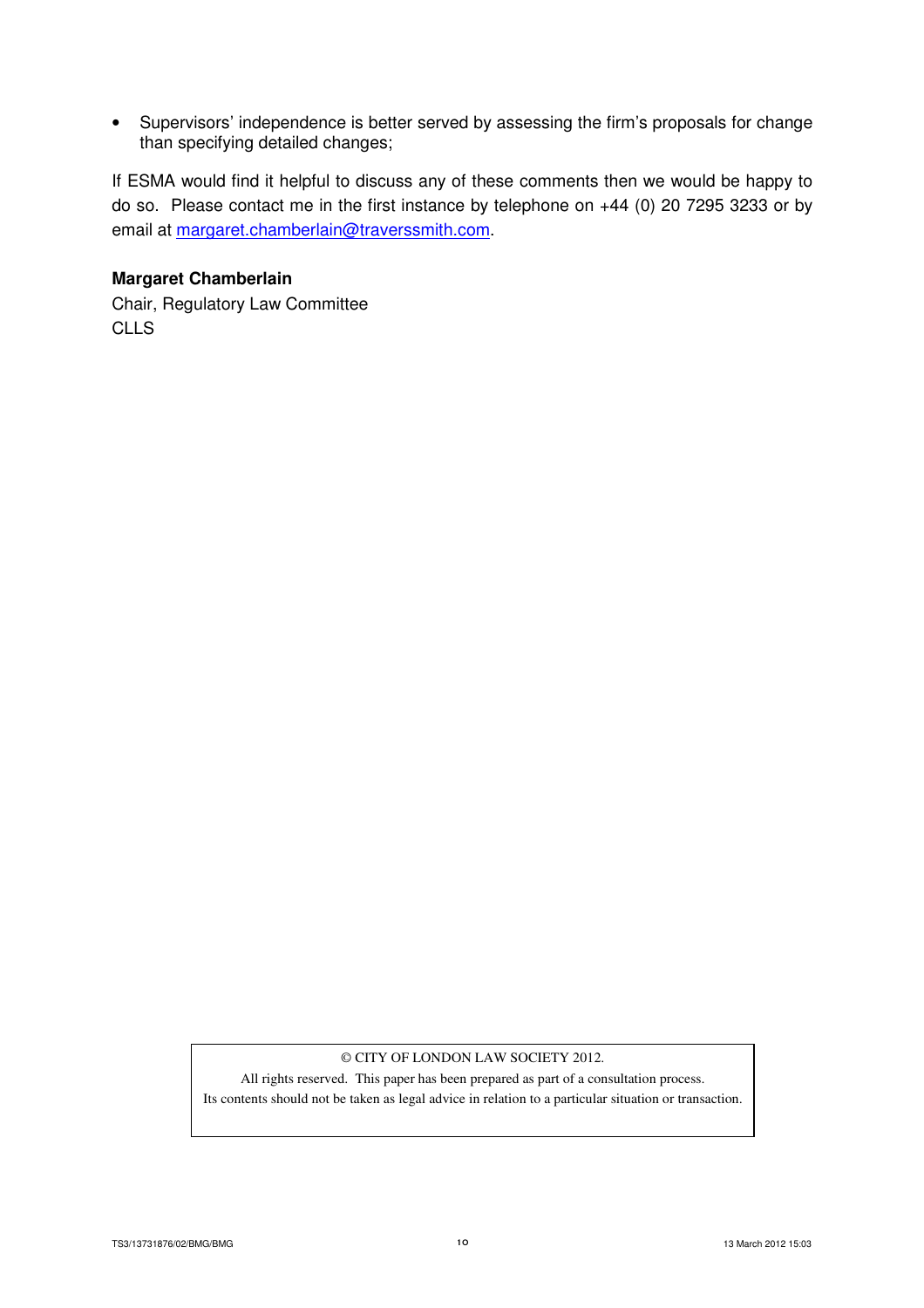- Supervisors' independence is better served by assessing the firm's proposals for change than specifying detailed changes;

If ESMA would find it helpful to discuss any of these comments then we would be happy to do so. Please contact me in the first instance by telephone on +44 (0) 20 7295 3233 or by email at margaret.chamberlain@traverssmith.com.

**Margaret Chamberlain**
Chair, Regulatory Law Committee
CLLS

© CITY OF LONDON LAW SOCIETY 2012.
All rights reserved. This paper has been prepared as part of a consultation process.
Its contents should not be taken as legal advice in relation to a particular situation or transaction.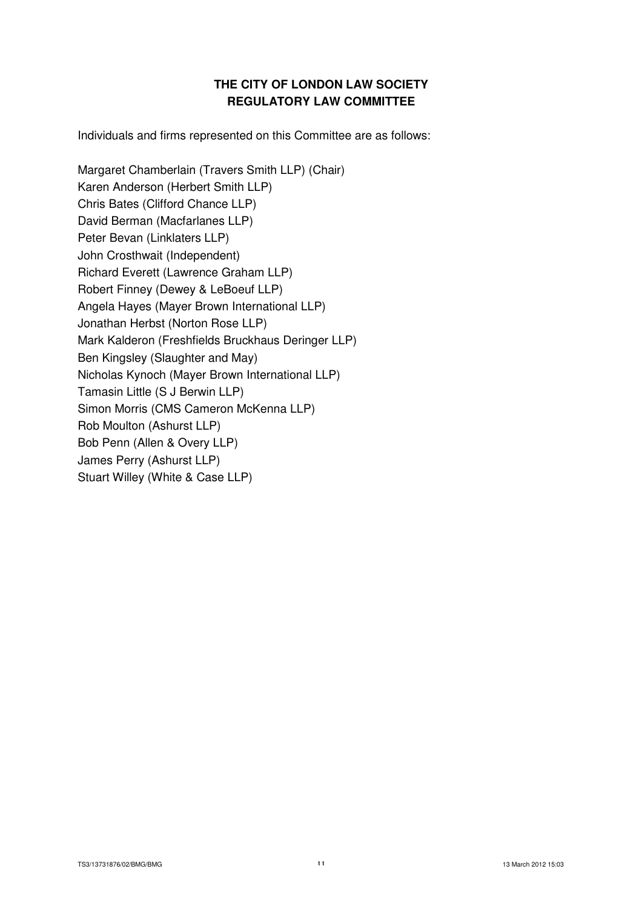**THE CITY OF LONDON LAW SOCIETY**
**REGULATORY LAW COMMITTEE**

Individuals and firms represented on this Committee are as follows:

Margaret Chamberlain (Travers Smith LLP) (Chair)
Karen Anderson (Herbert Smith LLP)
Chris Bates (Clifford Chance LLP)
David Berman (Macfarlanes LLP)
Peter Bevan (Linklaters LLP)
John Crosthwait (Independent)
Richard Everett (Lawrence Graham LLP)
Robert Finney (Dewey & LeBoeuf LLP)
Angela Hayes (Mayer Brown International LLP)
Jonathan Herbst (Norton Rose LLP)
Mark Kalderon (Freshfields Bruckhaus Deringer LLP)
Ben Kingsley (Slaughter and May)
Nicholas Kynoch (Mayer Brown International LLP)
Tamasin Little (S J Berwin LLP)
Simon Morris (CMS Cameron McKenna LLP)
Rob Moulton (Ashurst LLP)
Bob Penn (Allen & Overy LLP)
James Perry (Ashurst LLP)
Stuart Willey (White & Case LLP)

TS3/13731876/02/BMG/BMG 13 March 2012 15:03